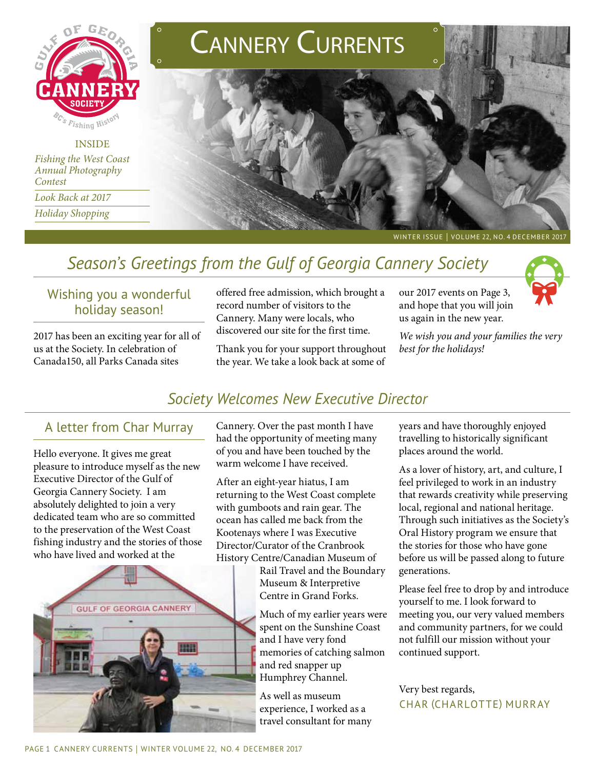# Cannery Currents

Gulf of Georgia Cannery Society — BC's Fishing History

INSIDE

*Fishing the West Coast Annual Photography Contest*

*Look Back at 2017*

*Holiday Shopping*

WINTER ISSUE | VOLUME 22, NO. 4 DECEMBER 2017

## *Season's Greetings from the Gulf of Georgia Cannery Society*

### Wishing you a wonderful holiday season!

2017 has been an exciting year for all of us at the Society. In celebration of Canada150, all Parks Canada sites offered free admission, which brought a record number of visitors to the Cannery. Many were locals, who discovered our site for the first time.

Thank you for your support throughout the year. We take a look back at some of our 2017 events on Page 3, and hope that you will join us again in the new year.

*We wish you and your families the very best for the holidays!*

## *Society Welcomes New Executive Director*

### A letter from Char Murray

Hello everyone. It gives me great pleasure to introduce myself as the new Executive Director of the Gulf of Georgia Cannery Society. I am absolutely delighted to join a very dedicated team who are so committed to the preservation of the West Coast fishing industry and the stories of those who have lived and worked at the Cannery. Over the past month I have had the opportunity of meeting many of you and have been touched by the warm welcome I have received.

After an eight-year hiatus, I am returning to the West Coast complete with gumboots and rain gear. The ocean has called me back from the Kootenays where I was Executive Director/Curator of the Cranbrook History Centre/Canadian Museum of Rail Travel and the Boundary Museum & Interpretive Centre in Grand Forks.

Much of my earlier years were spent on the Sunshine Coast and I have very fond memories of catching salmon and red snapper up Humphrey Channel.

As well as museum experience, I worked as a travel consultant for many years and have thoroughly enjoyed travelling to historically significant places around the world.

As a lover of history, art, and culture, I feel privileged to work in an industry that rewards creativity while preserving local, regional and national heritage. Through such initiatives as the Society's Oral History program we ensure that the stories for those who have gone before us will be passed along to future generations.

Please feel free to drop by and introduce yourself to me. I look forward to meeting you, our very valued members and community partners, for we could not fulfill our mission without your continued support.

Very best regards,

CHAR (CHARLOTTE) MURRAY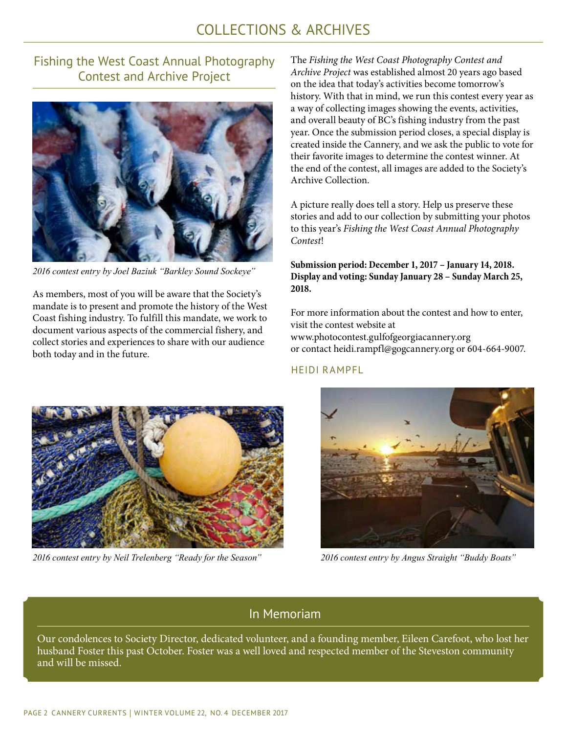# COLLECTIONS & ARCHIVES

## Fishing the West Coast Annual Photography Contest and Archive Project

*2016 contest entry by Joel Baziuk "Barkley Sound Sockeye"*

As members, most of you will be aware that the Society's mandate is to present and promote the history of the West Coast fishing industry. To fulfill this mandate, we work to document various aspects of the commercial fishery, and collect stories and experiences to share with our audience both today and in the future.

The *Fishing the West Coast Photography Contest and Archive Project* was established almost 20 years ago based on the idea that today's activities become tomorrow's history. With that in mind, we run this contest every year as a way of collecting images showing the events, activities, and overall beauty of BC's fishing industry from the past year. Once the submission period closes, a special display is created inside the Cannery, and we ask the public to vote for their favorite images to determine the contest winner. At the end of the contest, all images are added to the Society's Archive Collection.

A picture really does tell a story. Help us preserve these stories and add to our collection by submitting your photos to this year's *Fishing the West Coast Annual Photography Contest*!

**Submission period: December 1, 2017 – January 14, 2018. Display and voting: Sunday January 28 – Sunday March 25, 2018.**

For more information about the contest and how to enter, visit the contest website at www.photocontest.gulfofgeorgiacannery.org or contact heidi.rampfl@gogcannery.org or 604-664-9007.

HEIDI RAMPFL

*2016 contest entry by Neil Trelenberg "Ready for the Season"*

*2016 contest entry by Angus Straight "Buddy Boats"*

## In Memoriam

Our condolences to Society Director, dedicated volunteer, and a founding member, Eileen Carefoot, who lost her husband Foster this past October. Foster was a well loved and respected member of the Steveston community and will be missed.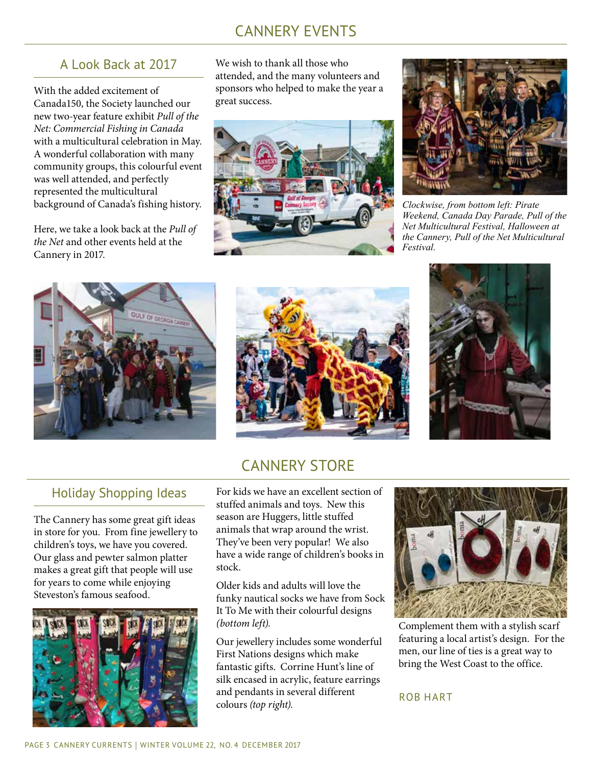# CANNERY EVENTS

## A Look Back at 2017

With the added excitement of Canada150, the Society launched our new two-year feature exhibit *Pull of the Net: Commercial Fishing in Canada* with a multicultural celebration in May. A wonderful collaboration with many community groups, this colourful event was well attended, and perfectly represented the multicultural background of Canada's fishing history.

Here, we take a look back at the *Pull of the Net* and other events held at the Cannery in 2017.

We wish to thank all those who attended, and the many volunteers and sponsors who helped to make the year a great success.

*Clockwise, from bottom left: Pirate Weekend, Canada Day Parade, Pull of the Net Multicultural Festival, Halloween at the Cannery, Pull of the Net Multicultural Festival.*

# CANNERY STORE

## Holiday Shopping Ideas

The Cannery has some great gift ideas in store for you. From fine jewellery to children's toys, we have you covered. Our glass and pewter salmon platter makes a great gift that people will use for years to come while enjoying Steveston's famous seafood.

For kids we have an excellent section of stuffed animals and toys. New this season are Huggers, little stuffed animals that wrap around the wrist. They've been very popular! We also have a wide range of children's books in stock.

Older kids and adults will love the funky nautical socks we have from Sock It To Me with their colourful designs *(bottom left).*

Our jewellery includes some wonderful First Nations designs which make fantastic gifts. Corrine Hunt's line of silk encased in acrylic, feature earrings and pendants in several different colours *(top right).*

Complement them with a stylish scarf featuring a local artist's design. For the men, our line of ties is a great way to bring the West Coast to the office.

ROB HART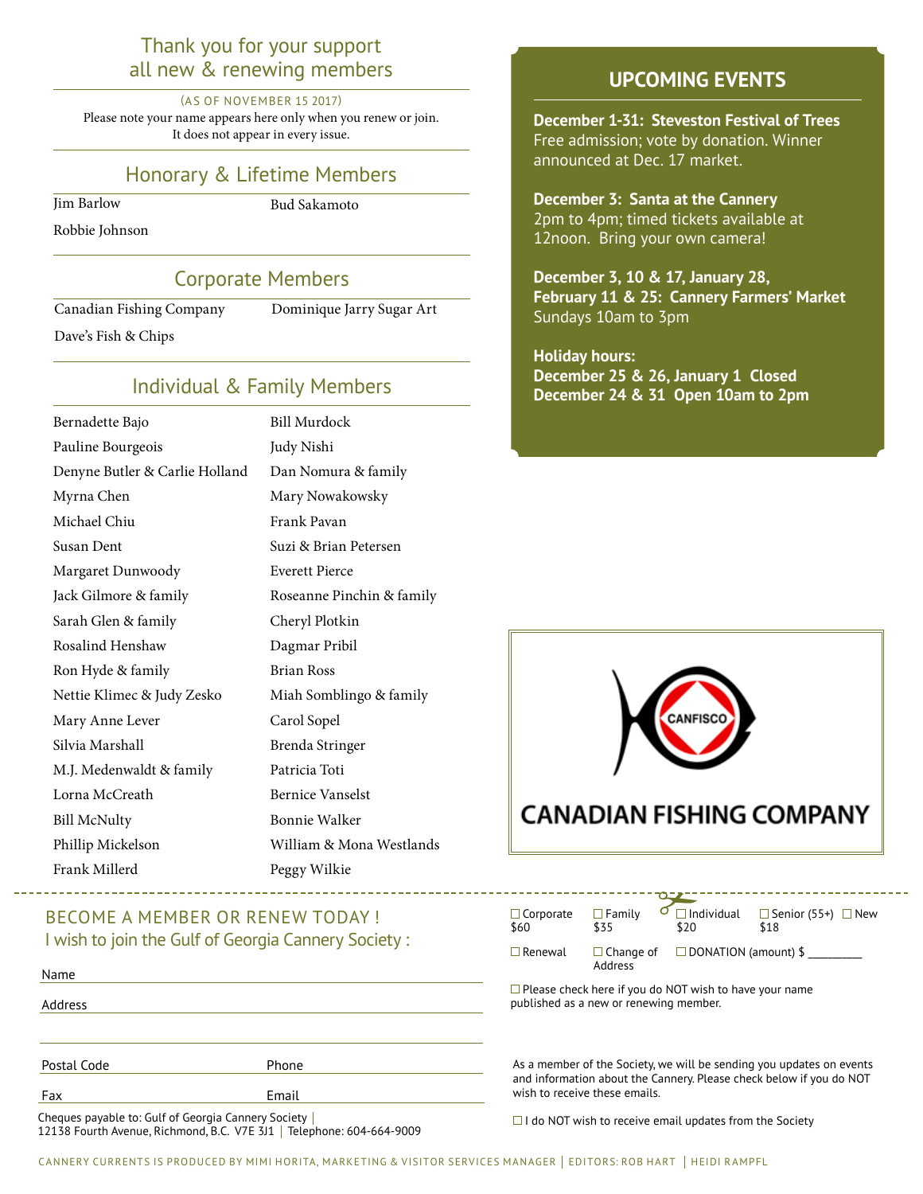## Thank you for your support all new & renewing members

(AS OF NOVEMBER 15 2017)

Please note your name appears here only when you renew or join. It does not appear in every issue.

### Honorary & Lifetime Members

Jim Barlow
Bud Sakamoto
Robbie Johnson

### Corporate Members

Canadian Fishing Company
Dominique Jarry Sugar Art
Dave's Fish & Chips

### Individual & Family Members

Bernadette Bajo
Pauline Bourgeois
Denyne Butler & Carlie Holland
Myrna Chen
Michael Chiu
Susan Dent
Margaret Dunwoody
Jack Gilmore & family
Sarah Glen & family
Rosalind Henshaw
Ron Hyde & family
Nettie Klimec & Judy Zesko
Mary Anne Lever
Silvia Marshall
M.J. Medenwaldt & family
Lorna McCreath
Bill McNulty
Phillip Mickelson
Frank Millerd
Bill Murdock
Judy Nishi
Dan Nomura & family
Mary Nowakowsky
Frank Pavan
Suzi & Brian Petersen
Everett Pierce
Roseanne Pinchin & family
Cheryl Plotkin
Dagmar Pribil
Brian Ross
Miah Somblingo & family
Carol Sopel
Brenda Stringer
Patricia Toti
Bernice Vanselst
Bonnie Walker
William & Mona Westlands
Peggy Wilkie

## UPCOMING EVENTS

**December 1-31: Steveston Festival of Trees**
Free admission; vote by donation. Winner announced at Dec. 17 market.

**December 3: Santa at the Cannery**
2pm to 4pm; timed tickets available at 12noon. Bring your own camera!

**December 3, 10 & 17, January 28, February 11 & 25: Cannery Farmers' Market**
Sundays 10am to 3pm

**Holiday hours:**
**December 25 & 26, January 1 Closed**
**December 24 & 31 Open 10am to 2pm**

CANFISCO
CANADIAN FISHING COMPANY

## BECOME A MEMBER OR RENEW TODAY !

I wish to join the Gulf of Georgia Cannery Society :

Name ____________________

Address ____________________

____________________

Postal Code ____________ Phone ____________

Fax ____________ Email ____________

Cheques payable to: Gulf of Georgia Cannery Society | 12138 Fourth Avenue, Richmond, B.C. V7E 3J1 | Telephone: 604-664-9009

☐ Corporate $60 ☐ Family $35 ☐ Individual $20 ☐ Senior (55+) $18 ☐ New

☐ Renewal ☐ Change of Address ☐ DONATION (amount) $ _________

☐ Please check here if you do NOT wish to have your name published as a new or renewing member.

As a member of the Society, we will be sending you updates on events and information about the Cannery. Please check below if you do NOT wish to receive these emails.

☐ I do NOT wish to receive email updates from the Society

CANNERY CURRENTS IS PRODUCED BY MIMI HORITA, MARKETING & VISITOR SERVICES MANAGER | EDITORS: ROB HART | HEIDI RAMPFL